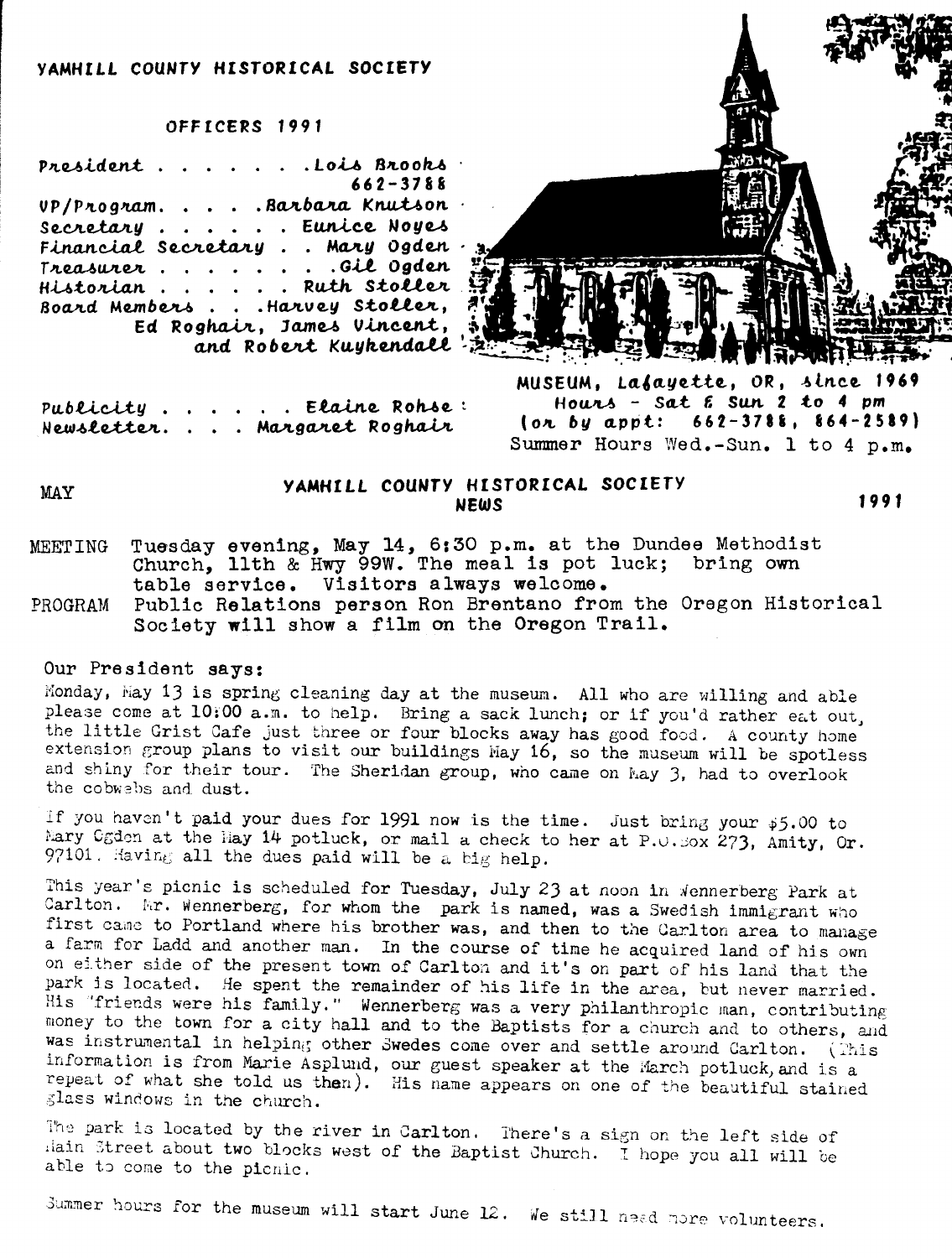## YAMHILL COUNTY HISTORICAL SOCIETY

### OFFICERS 1991

President . . . . . . Lois Brooks 662-3788
VP/Program. . . . Barbara Knutson
Secretary . . . . . Eunice Noyes
Financial Secretary . . Mary Ogden
Treasurer . . . . . . . Gil Ogden
Historian . . . . . Ruth Stoller
Board Members . . . Harvey Stoller, Ed Roghair, James Vincent, and Robert Kuykendall

Publicity . . . . . Elaine Rohse
Newsletter. . . . Margaret Roghair

MUSEUM, Lafayette, OR, since 1969
Hours - Sat & Sun 2 to 4 pm
(or by appt: 662-3788, 864-2589)
Summer Hours Wed.-Sun. 1 to 4 p.m.

MAY — **YAMHILL COUNTY HISTORICAL SOCIETY NEWS** — 1991

MEETING Tuesday evening, May 14, 6:30 p.m. at the Dundee Methodist Church, 11th & Hwy 99W. The meal is pot luck; bring own table service. Visitors always welcome.

PROGRAM Public Relations person Ron Brentano from the Oregon Historical Society will show a film on the Oregon Trail.

Our President says:

Monday, May 13 is spring cleaning day at the museum. All who are willing and able please come at 10:00 a.m. to help. Bring a sack lunch; or if you'd rather eat out, the little Grist Cafe just three or four blocks away has good food. A county home extension group plans to visit our buildings May 16, so the museum will be spotless and shiny for their tour. The Sheridan group, who came on May 3, had to overlook the cobwebs and dust.

If you haven't paid your dues for 1991 now is the time. Just bring your $5.00 to Mary Ogden at the May 14 potluck, or mail a check to her at P.O.Box 273, Amity, Or. 97101. Having all the dues paid will be a big help.

This year's picnic is scheduled for Tuesday, July 23 at noon in Wennerberg Park at Carlton. Mr. Wennerberg, for whom the park is named, was a Swedish immigrant who first came to Portland where his brother was, and then to the Carlton area to manage a farm for Ladd and another man. In the course of time he acquired land of his own on either side of the present town of Carlton and it's on part of his land that the park is located. He spent the remainder of his life in the area, but never married. His "friends were his family." Wennerberg was a very philanthropic man, contributing money to the town for a city hall and to the Baptists for a church and to others, and was instrumental in helping other Swedes come over and settle around Carlton. (This information is from Marie Asplund, our guest speaker at the March potluck, and is a repeat of what she told us then). His name appears on one of the beautiful stained glass windows in the church.

The park is located by the river in Carlton. There's a sign on the left side of Main Street about two blocks west of the Baptist Church. I hope you all will be able to come to the picnic.

Summer hours for the museum will start June 12. We still need more volunteers.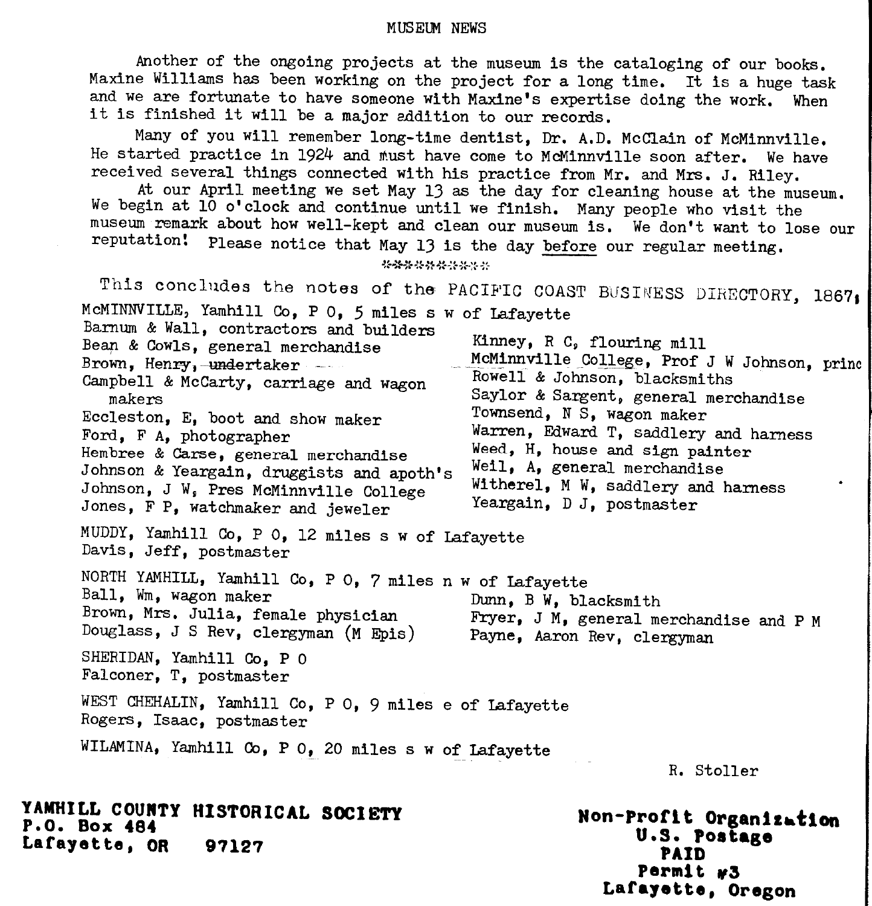## MUSEUM NEWS

Another of the ongoing projects at the museum is the cataloging of our books. Maxine Williams has been working on the project for a long time. It is a huge task and we are fortunate to have someone with Maxine's expertise doing the work. When it is finished it will be a major addition to our records.

Many of you will remember long-time dentist, Dr. A.D. McClain of McMinnville. He started practice in 1924 and must have come to McMinnville soon after. We have received several things connected with his practice from Mr. and Mrs. J. Riley.

At our April meeting we set May 13 as the day for cleaning house at the museum. We begin at 10 o'clock and continue until we finish. Many people who visit the museum remark about how well-kept and clean our museum is. We don't want to lose our reputation! Please notice that May 13 is the day <u>before</u> our regular meeting.

\*\*\*\*\*\*\*\*\*\*\*

This concludes the notes of the PACIFIC COAST BUSINESS DIRECTORY, 1867,

MCMINNVILLE, Yamhill Co, P O, 5 miles s w of Lafayette

Barnum & Wall, contractors and builders
Bean & Cowls, general merchandise
Brown, Henry, undertaker
Campbell & McCarty, carriage and wagon makers
Eccleston, E, boot and show maker
Ford, F A, photographer
Hembree & Carse, general merchandise
Johnson & Yeargain, druggists and apoth's
Johnson, J W, Pres McMinnville College
Jones, F P, watchmaker and jeweler
Kinney, R C, flouring mill
McMinnville College, Prof J W Johnson, princ
Rowell & Johnson, blacksmiths
Saylor & Sargent, general merchandise
Townsend, N S, wagon maker
Warren, Edward T, saddlery and harness
Weed, H, house and sign painter
Weil, A, general merchandise
Witherel, M W, saddlery and harness
Yeargain, D J, postmaster

MUDDY, Yamhill Co, P O, 12 miles s w of Lafayette
Davis, Jeff, postmaster

NORTH YAMHILL, Yamhill Co, P O, 7 miles n w of Lafayette
Ball, Wm, wagon maker
Brown, Mrs. Julia, female physician
Douglass, J S Rev, clergyman (M Epis)
Dunn, B W, blacksmith
Fryer, J M, general merchandise and P M
Payne, Aaron Rev, clergyman

SHERIDAN, Yamhill Co, P O
Falconer, T, postmaster

WEST CHEHALIN, Yamhill Co, P O, 9 miles e of Lafayette
Rogers, Isaac, postmaster

WILAMINA, Yamhill Co, P O, 20 miles s w of Lafayette

R. Stoller

**YAMHILL COUNTY HISTORICAL SOCIETY**
**P.O. Box 484**
**Lafayette, OR 97127**

**Non-Profit Organization**
**U.S. Postage**
**PAID**
**Permit #3**
**Lafayette, Oregon**